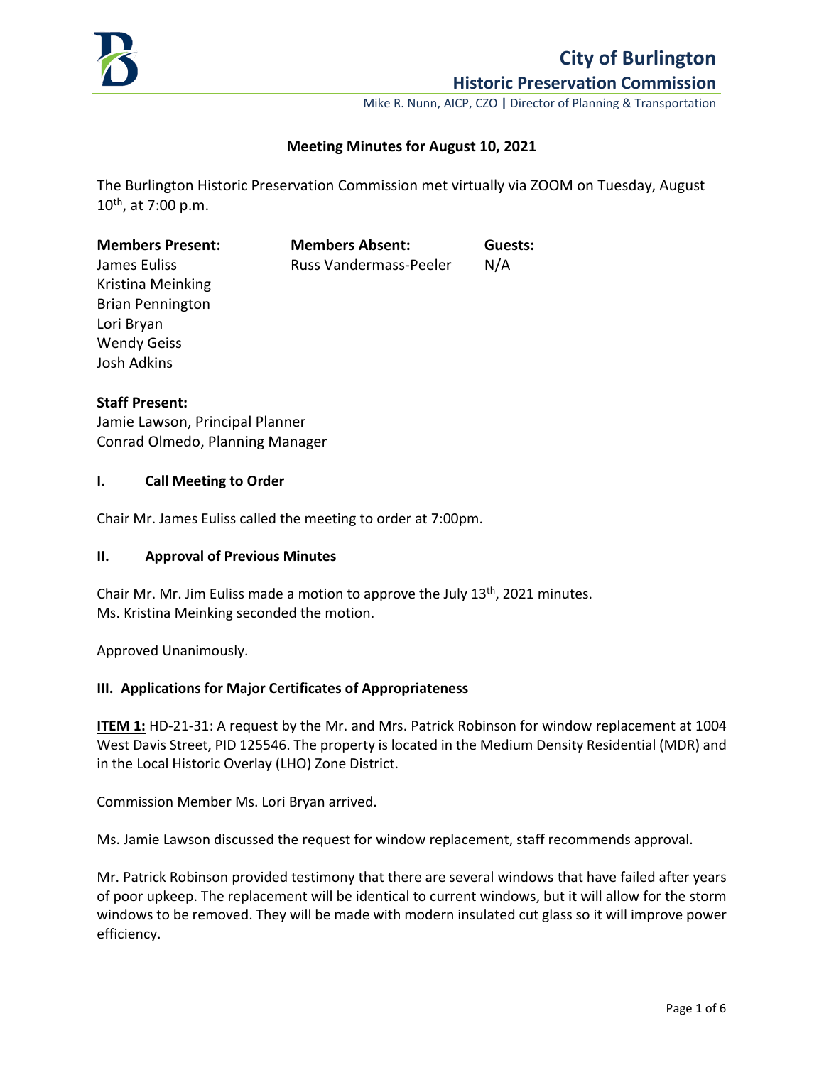# City of Burlington

## Historic Preservation Commission

Mike R. Nunn, AICP, CZO | Director of Planning & Transportation

**Meeting Minutes for August 10, 2021**

The Burlington Historic Preservation Commission met virtually via ZOOM on Tuesday, August 10th, at 7:00 p.m.

| **Members Present:** | **Members Absent:** | **Guests:** |
|---|---|---|
| James Euliss | Russ Vandermass-Peeler | N/A |
| Kristina Meinking | | |
| Brian Pennington | | |
| Lori Bryan | | |
| Wendy Geiss | | |
| Josh Adkins | | |

**Staff Present:**
Jamie Lawson, Principal Planner
Conrad Olmedo, Planning Manager

### I. Call Meeting to Order

Chair Mr. James Euliss called the meeting to order at 7:00pm.

### II. Approval of Previous Minutes

Chair Mr. Mr. Jim Euliss made a motion to approve the July 13th, 2021 minutes.
Ms. Kristina Meinking seconded the motion.

Approved Unanimously.

### III. Applications for Major Certificates of Appropriateness

**ITEM 1:** HD-21-31: A request by the Mr. and Mrs. Patrick Robinson for window replacement at 1004 West Davis Street, PID 125546. The property is located in the Medium Density Residential (MDR) and in the Local Historic Overlay (LHO) Zone District.

Commission Member Ms. Lori Bryan arrived.

Ms. Jamie Lawson discussed the request for window replacement, staff recommends approval.

Mr. Patrick Robinson provided testimony that there are several windows that have failed after years of poor upkeep. The replacement will be identical to current windows, but it will allow for the storm windows to be removed. They will be made with modern insulated cut glass so it will improve power efficiency.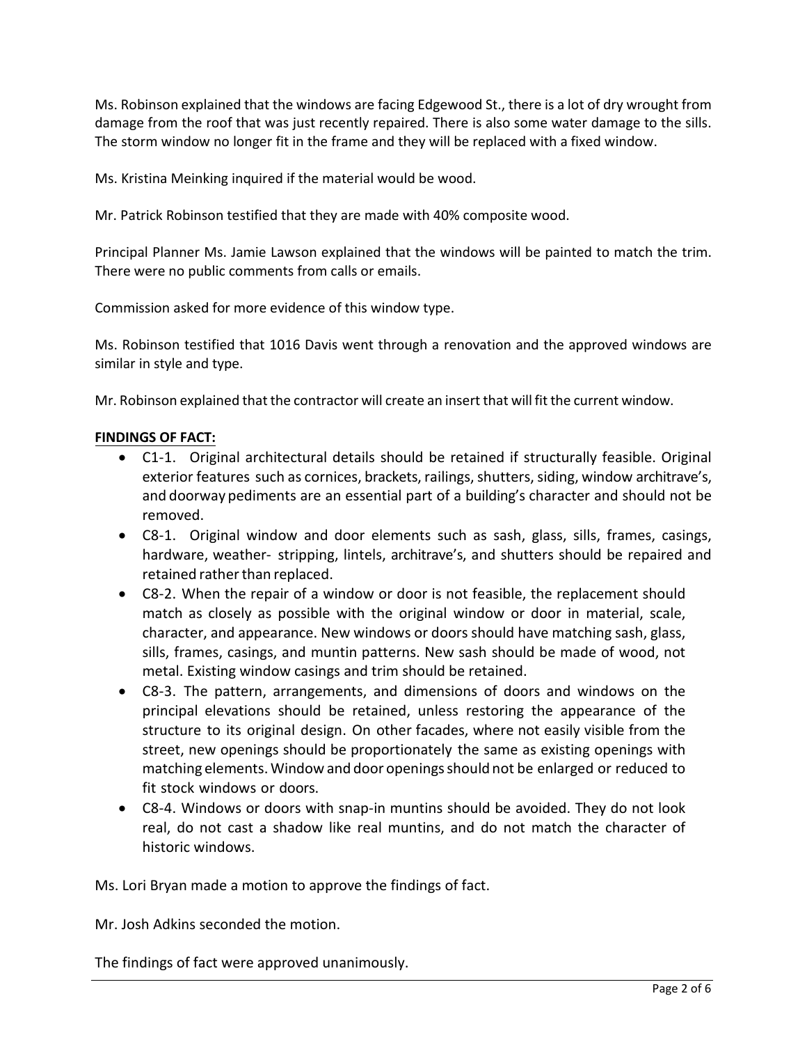Ms. Robinson explained that the windows are facing Edgewood St., there is a lot of dry wrought from damage from the roof that was just recently repaired. There is also some water damage to the sills. The storm window no longer fit in the frame and they will be replaced with a fixed window.

Ms. Kristina Meinking inquired if the material would be wood.

Mr. Patrick Robinson testified that they are made with 40% composite wood.

Principal Planner Ms. Jamie Lawson explained that the windows will be painted to match the trim. There were no public comments from calls or emails.

Commission asked for more evidence of this window type.

Ms. Robinson testified that 1016 Davis went through a renovation and the approved windows are similar in style and type.

Mr. Robinson explained that the contractor will create an insert that will fit the current window.

**FINDINGS OF FACT:**

- C1-1. Original architectural details should be retained if structurally feasible. Original exterior features such as cornices, brackets, railings, shutters, siding, window architrave's, and doorway pediments are an essential part of a building's character and should not be removed.
- C8-1. Original window and door elements such as sash, glass, sills, frames, casings, hardware, weather- stripping, lintels, architrave's, and shutters should be repaired and retained rather than replaced.
- C8-2. When the repair of a window or door is not feasible, the replacement should match as closely as possible with the original window or door in material, scale, character, and appearance. New windows or doors should have matching sash, glass, sills, frames, casings, and muntin patterns. New sash should be made of wood, not metal. Existing window casings and trim should be retained.
- C8-3. The pattern, arrangements, and dimensions of doors and windows on the principal elevations should be retained, unless restoring the appearance of the structure to its original design. On other facades, where not easily visible from the street, new openings should be proportionately the same as existing openings with matching elements. Window and door openings should not be enlarged or reduced to fit stock windows or doors.
- C8-4. Windows or doors with snap-in muntins should be avoided. They do not look real, do not cast a shadow like real muntins, and do not match the character of historic windows.

Ms. Lori Bryan made a motion to approve the findings of fact.

Mr. Josh Adkins seconded the motion.

The findings of fact were approved unanimously.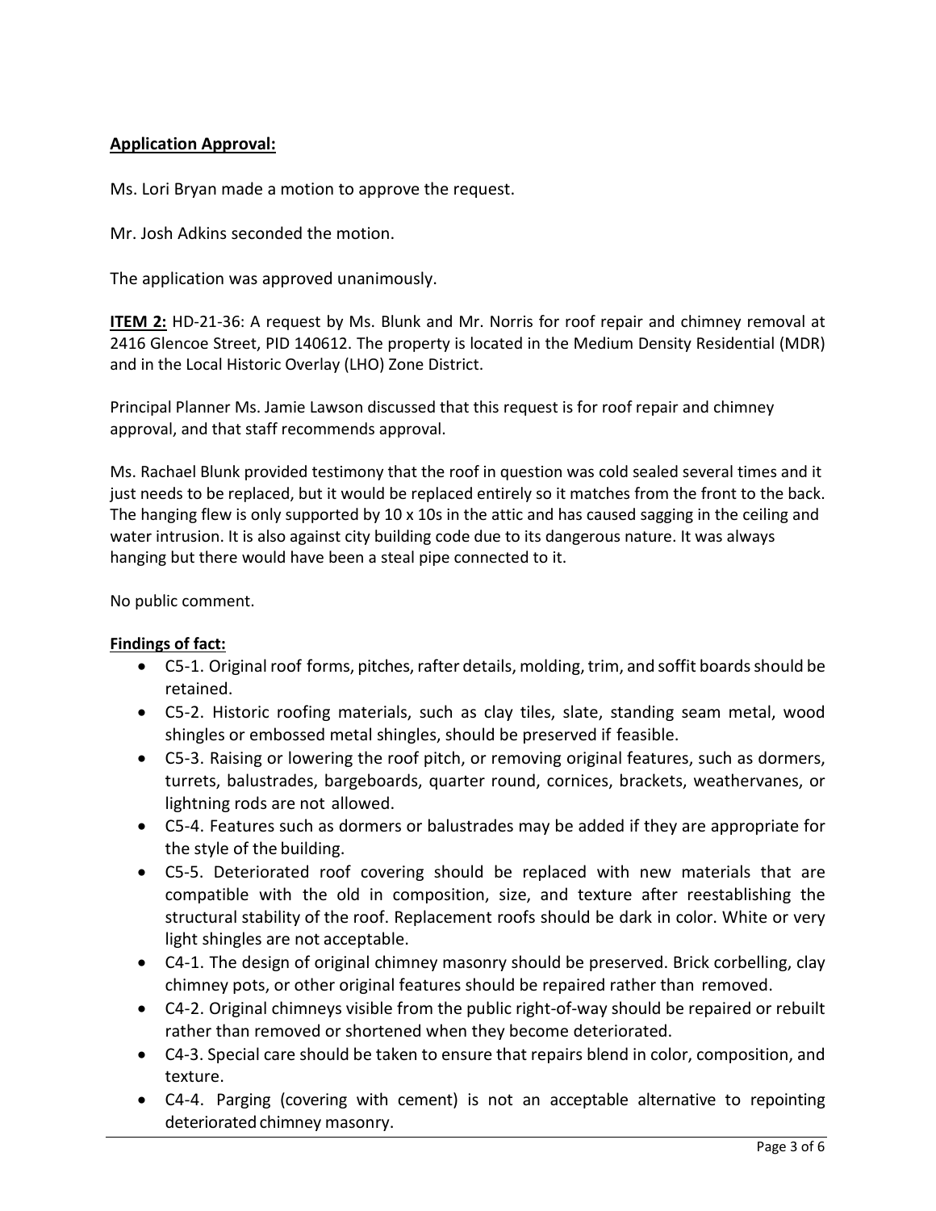**Application Approval:**

Ms. Lori Bryan made a motion to approve the request.

Mr. Josh Adkins seconded the motion.

The application was approved unanimously.

**ITEM 2:** HD-21-36: A request by Ms. Blunk and Mr. Norris for roof repair and chimney removal at 2416 Glencoe Street, PID 140612. The property is located in the Medium Density Residential (MDR) and in the Local Historic Overlay (LHO) Zone District.

Principal Planner Ms. Jamie Lawson discussed that this request is for roof repair and chimney approval, and that staff recommends approval.

Ms. Rachael Blunk provided testimony that the roof in question was cold sealed several times and it just needs to be replaced, but it would be replaced entirely so it matches from the front to the back. The hanging flew is only supported by 10 x 10s in the attic and has caused sagging in the ceiling and water intrusion. It is also against city building code due to its dangerous nature. It was always hanging but there would have been a steal pipe connected to it.

No public comment.

**Findings of fact:**

- C5-1. Original roof forms, pitches, rafter details, molding, trim, and soffit boards should be retained.
- C5-2. Historic roofing materials, such as clay tiles, slate, standing seam metal, wood shingles or embossed metal shingles, should be preserved if feasible.
- C5-3. Raising or lowering the roof pitch, or removing original features, such as dormers, turrets, balustrades, bargeboards, quarter round, cornices, brackets, weathervanes, or lightning rods are not allowed.
- C5-4. Features such as dormers or balustrades may be added if they are appropriate for the style of the building.
- C5-5. Deteriorated roof covering should be replaced with new materials that are compatible with the old in composition, size, and texture after reestablishing the structural stability of the roof. Replacement roofs should be dark in color. White or very light shingles are not acceptable.
- C4-1. The design of original chimney masonry should be preserved. Brick corbelling, clay chimney pots, or other original features should be repaired rather than removed.
- C4-2. Original chimneys visible from the public right-of-way should be repaired or rebuilt rather than removed or shortened when they become deteriorated.
- C4-3. Special care should be taken to ensure that repairs blend in color, composition, and texture.
- C4-4. Parging (covering with cement) is not an acceptable alternative to repointing deteriorated chimney masonry.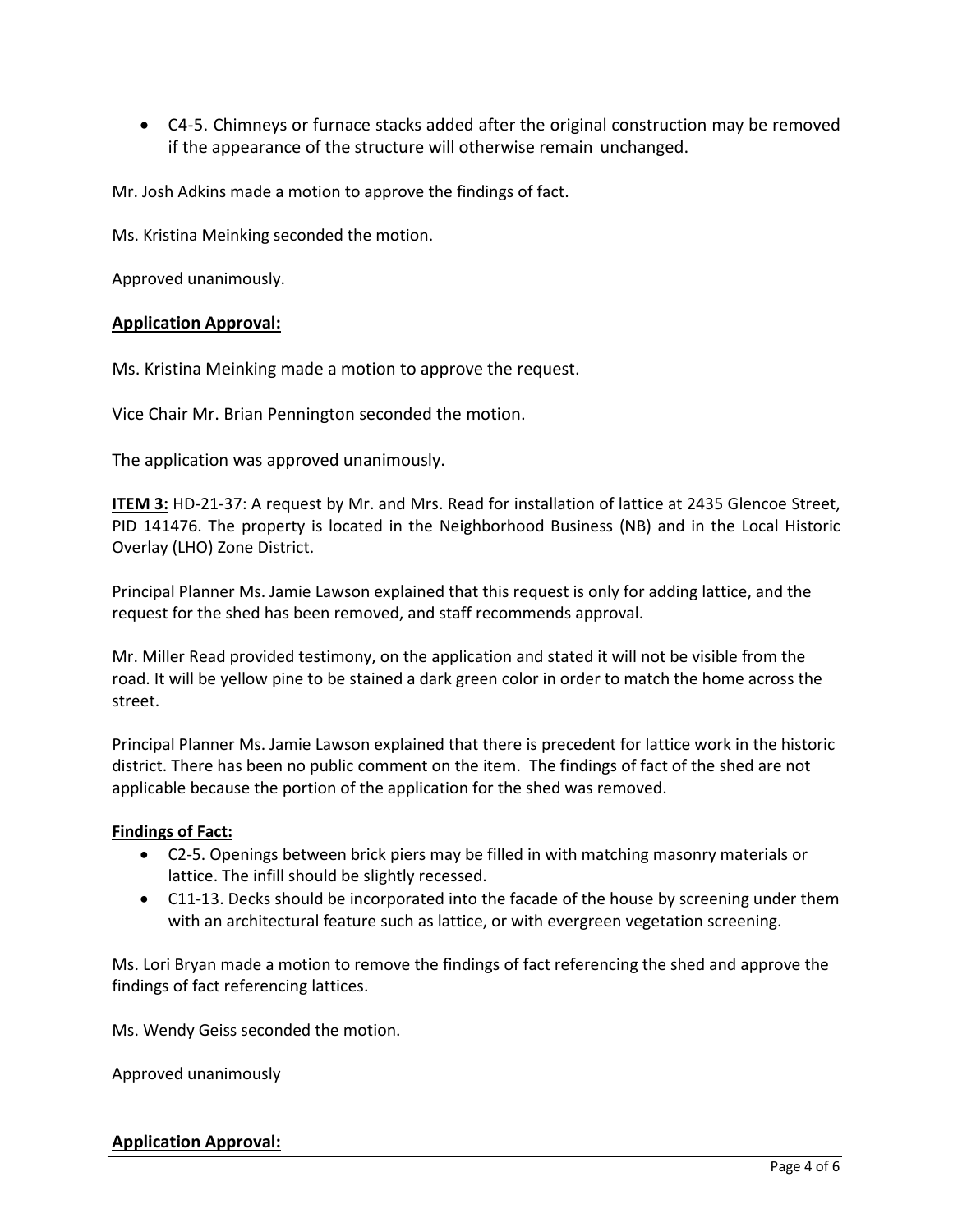- C4-5. Chimneys or furnace stacks added after the original construction may be removed if the appearance of the structure will otherwise remain unchanged.

Mr. Josh Adkins made a motion to approve the findings of fact.

Ms. Kristina Meinking seconded the motion.

Approved unanimously.

**Application Approval:**

Ms. Kristina Meinking made a motion to approve the request.

Vice Chair Mr. Brian Pennington seconded the motion.

The application was approved unanimously.

**ITEM 3:** HD-21-37: A request by Mr. and Mrs. Read for installation of lattice at 2435 Glencoe Street, PID 141476. The property is located in the Neighborhood Business (NB) and in the Local Historic Overlay (LHO) Zone District.

Principal Planner Ms. Jamie Lawson explained that this request is only for adding lattice, and the request for the shed has been removed, and staff recommends approval.

Mr. Miller Read provided testimony, on the application and stated it will not be visible from the road. It will be yellow pine to be stained a dark green color in order to match the home across the street.

Principal Planner Ms. Jamie Lawson explained that there is precedent for lattice work in the historic district. There has been no public comment on the item. The findings of fact of the shed are not applicable because the portion of the application for the shed was removed.

**Findings of Fact:**

- C2-5. Openings between brick piers may be filled in with matching masonry materials or lattice. The infill should be slightly recessed.
- C11-13. Decks should be incorporated into the facade of the house by screening under them with an architectural feature such as lattice, or with evergreen vegetation screening.

Ms. Lori Bryan made a motion to remove the findings of fact referencing the shed and approve the findings of fact referencing lattices.

Ms. Wendy Geiss seconded the motion.

Approved unanimously

**Application Approval:**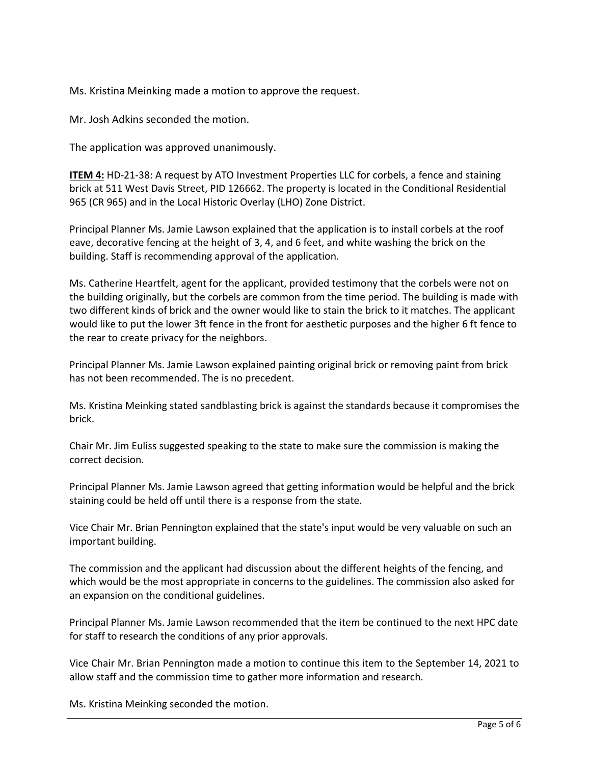Ms. Kristina Meinking made a motion to approve the request.

Mr. Josh Adkins seconded the motion.

The application was approved unanimously.

**ITEM 4:** HD-21-38: A request by ATO Investment Properties LLC for corbels, a fence and staining brick at 511 West Davis Street, PID 126662. The property is located in the Conditional Residential 965 (CR 965) and in the Local Historic Overlay (LHO) Zone District.

Principal Planner Ms. Jamie Lawson explained that the application is to install corbels at the roof eave, decorative fencing at the height of 3, 4, and 6 feet, and white washing the brick on the building. Staff is recommending approval of the application.

Ms. Catherine Heartfelt, agent for the applicant, provided testimony that the corbels were not on the building originally, but the corbels are common from the time period. The building is made with two different kinds of brick and the owner would like to stain the brick to it matches. The applicant would like to put the lower 3ft fence in the front for aesthetic purposes and the higher 6 ft fence to the rear to create privacy for the neighbors.

Principal Planner Ms. Jamie Lawson explained painting original brick or removing paint from brick has not been recommended. The is no precedent.

Ms. Kristina Meinking stated sandblasting brick is against the standards because it compromises the brick.

Chair Mr. Jim Euliss suggested speaking to the state to make sure the commission is making the correct decision.

Principal Planner Ms. Jamie Lawson agreed that getting information would be helpful and the brick staining could be held off until there is a response from the state.

Vice Chair Mr. Brian Pennington explained that the state's input would be very valuable on such an important building.

The commission and the applicant had discussion about the different heights of the fencing, and which would be the most appropriate in concerns to the guidelines. The commission also asked for an expansion on the conditional guidelines.

Principal Planner Ms. Jamie Lawson recommended that the item be continued to the next HPC date for staff to research the conditions of any prior approvals.

Vice Chair Mr. Brian Pennington made a motion to continue this item to the September 14, 2021 to allow staff and the commission time to gather more information and research.

Ms. Kristina Meinking seconded the motion.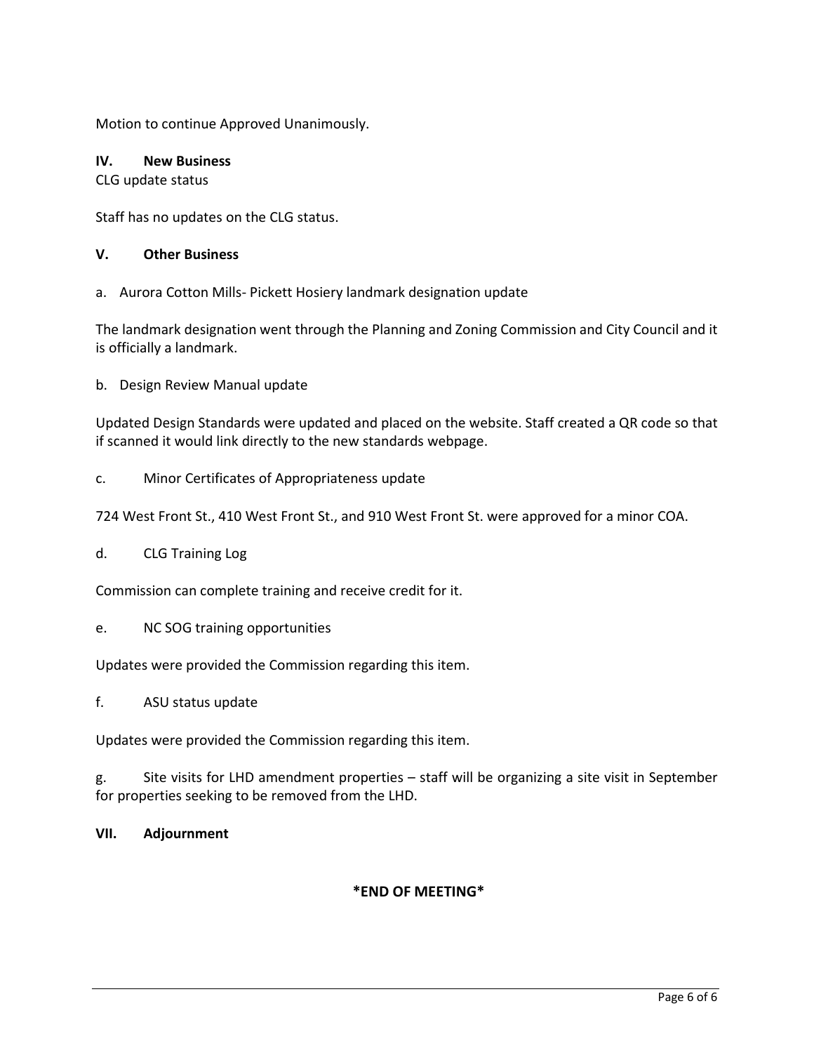Motion to continue Approved Unanimously.

**IV. New Business**

CLG update status

Staff has no updates on the CLG status.

**V. Other Business**

a. Aurora Cotton Mills- Pickett Hosiery landmark designation update

The landmark designation went through the Planning and Zoning Commission and City Council and it is officially a landmark.

b. Design Review Manual update

Updated Design Standards were updated and placed on the website. Staff created a QR code so that if scanned it would link directly to the new standards webpage.

c. Minor Certificates of Appropriateness update

724 West Front St., 410 West Front St., and 910 West Front St. were approved for a minor COA.

d. CLG Training Log

Commission can complete training and receive credit for it.

e. NC SOG training opportunities

Updates were provided the Commission regarding this item.

f. ASU status update

Updates were provided the Commission regarding this item.

g. Site visits for LHD amendment properties – staff will be organizing a site visit in September for properties seeking to be removed from the LHD.

**VII. Adjournment**

**\*END OF MEETING\***